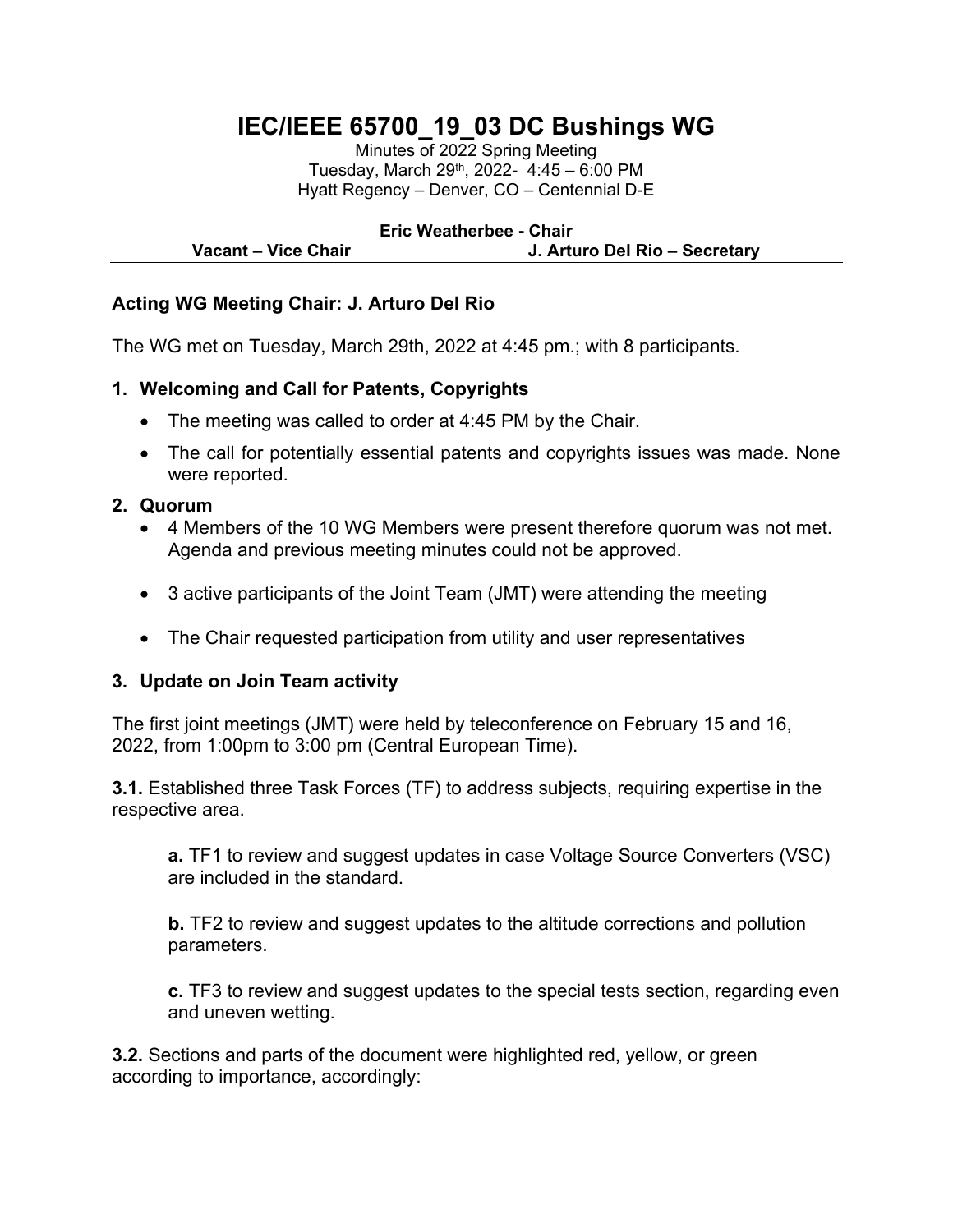# IEC/IEEE 65700_19_03 DC Bushings WG

Minutes of 2022 Spring Meeting
Tuesday, March 29th, 2022- 4:45 – 6:00 PM
Hyatt Regency – Denver, CO – Centennial D-E

**Eric Weatherbee - Chair**

**Vacant – Vice Chair** **J. Arturo Del Rio – Secretary**

---

**Acting WG Meeting Chair: J. Arturo Del Rio**

The WG met on Tuesday, March 29th, 2022 at 4:45 pm.; with 8 participants.

### 1. Welcoming and Call for Patents, Copyrights

- The meeting was called to order at 4:45 PM by the Chair.
- The call for potentially essential patents and copyrights issues was made. None were reported.

### 2. Quorum

- 4 Members of the 10 WG Members were present therefore quorum was not met. Agenda and previous meeting minutes could not be approved.
- 3 active participants of the Joint Team (JMT) were attending the meeting
- The Chair requested participation from utility and user representatives

### 3. Update on Join Team activity

The first joint meetings (JMT) were held by teleconference on February 15 and 16, 2022, from 1:00pm to 3:00 pm (Central European Time).

**3.1.** Established three Task Forces (TF) to address subjects, requiring expertise in the respective area.

> **a.** TF1 to review and suggest updates in case Voltage Source Converters (VSC) are included in the standard.
>
> **b.** TF2 to review and suggest updates to the altitude corrections and pollution parameters.
>
> **c.** TF3 to review and suggest updates to the special tests section, regarding even and uneven wetting.

**3.2.** Sections and parts of the document were highlighted red, yellow, or green according to importance, accordingly: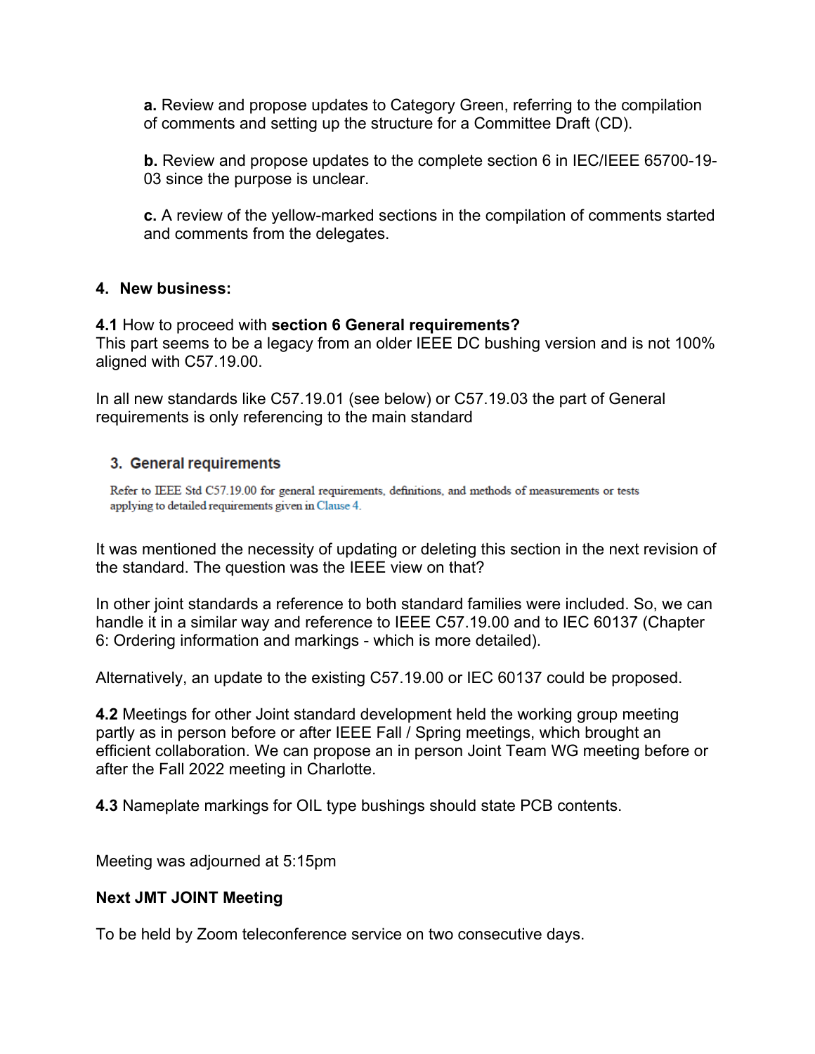**a.** Review and propose updates to Category Green, referring to the compilation of comments and setting up the structure for a Committee Draft (CD).

**b.** Review and propose updates to the complete section 6 in IEC/IEEE 65700-19-03 since the purpose is unclear.

**c.** A review of the yellow-marked sections in the compilation of comments started and comments from the delegates.

## 4. New business:

**4.1** How to proceed with **section 6 General requirements?**
This part seems to be a legacy from an older IEEE DC bushing version and is not 100% aligned with C57.19.00.

In all new standards like C57.19.01 (see below) or C57.19.03 the part of General requirements is only referencing to the main standard

### 3. General requirements

Refer to IEEE Std C57.19.00 for general requirements, definitions, and methods of measurements or tests applying to detailed requirements given in Clause 4.

It was mentioned the necessity of updating or deleting this section in the next revision of the standard. The question was the IEEE view on that?

In other joint standards a reference to both standard families were included. So, we can handle it in a similar way and reference to IEEE C57.19.00 and to IEC 60137 (Chapter 6: Ordering information and markings - which is more detailed).

Alternatively, an update to the existing C57.19.00 or IEC 60137 could be proposed.

**4.2** Meetings for other Joint standard development held the working group meeting partly as in person before or after IEEE Fall / Spring meetings, which brought an efficient collaboration. We can propose an in person Joint Team WG meeting before or after the Fall 2022 meeting in Charlotte.

**4.3** Nameplate markings for OIL type bushings should state PCB contents.

Meeting was adjourned at 5:15pm

**Next JMT JOINT Meeting**

To be held by Zoom teleconference service on two consecutive days.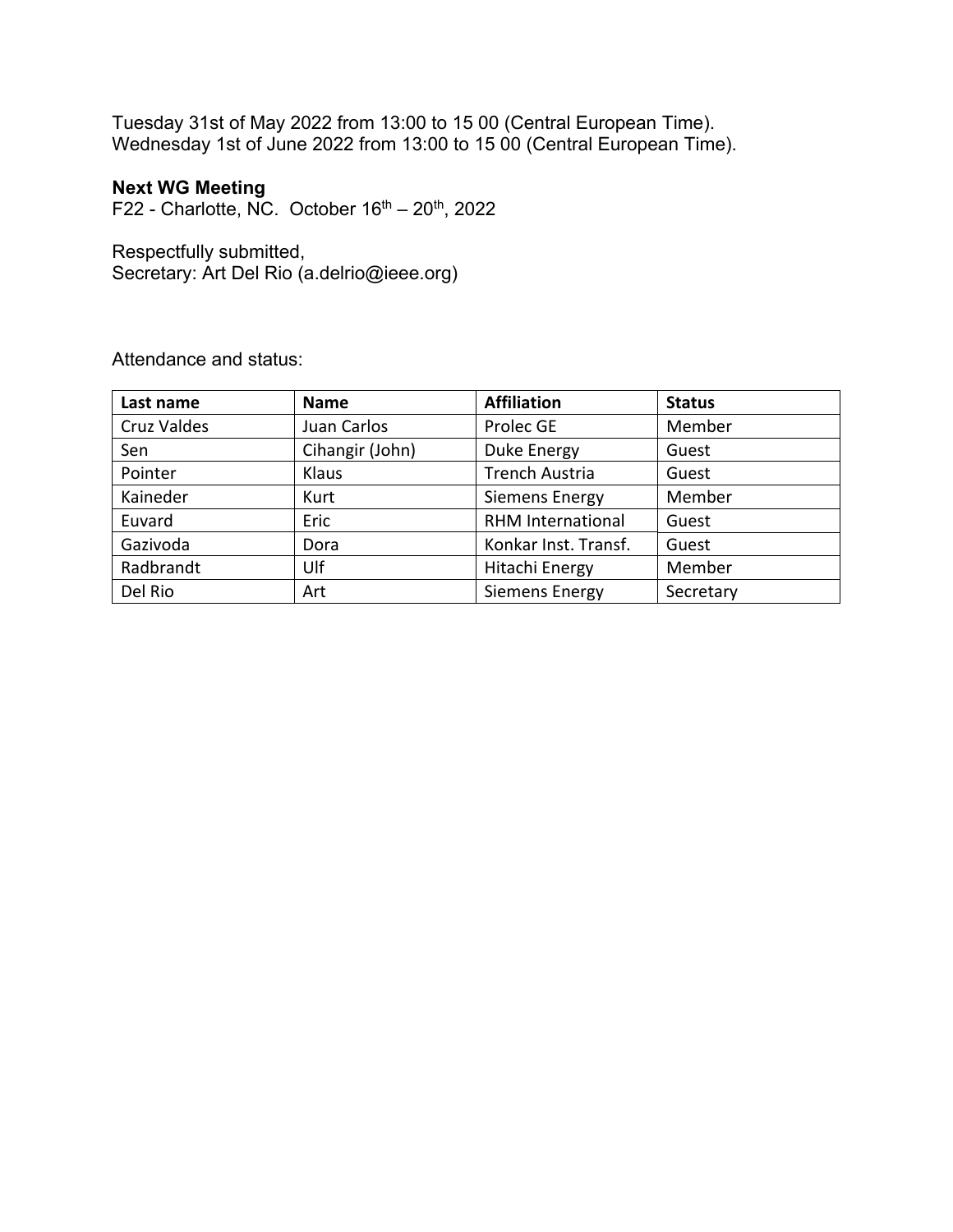Tuesday 31st of May 2022 from 13:00 to 15 00 (Central European Time).
Wednesday 1st of June 2022 from 13:00 to 15 00 (Central European Time).

**Next WG Meeting**

F22 - Charlotte, NC. October 16th – 20th, 2022

Respectfully submitted,
Secretary: Art Del Rio (a.delrio@ieee.org)

Attendance and status:

| Last name | Name | Affiliation | Status |
|---|---|---|---|
| Cruz Valdes | Juan Carlos | Prolec GE | Member |
| Sen | Cihangir (John) | Duke Energy | Guest |
| Pointer | Klaus | Trench Austria | Guest |
| Kaineder | Kurt | Siemens Energy | Member |
| Euvard | Eric | RHM International | Guest |
| Gazivoda | Dora | Konkar Inst. Transf. | Guest |
| Radbrandt | Ulf | Hitachi Energy | Member |
| Del Rio | Art | Siemens Energy | Secretary |